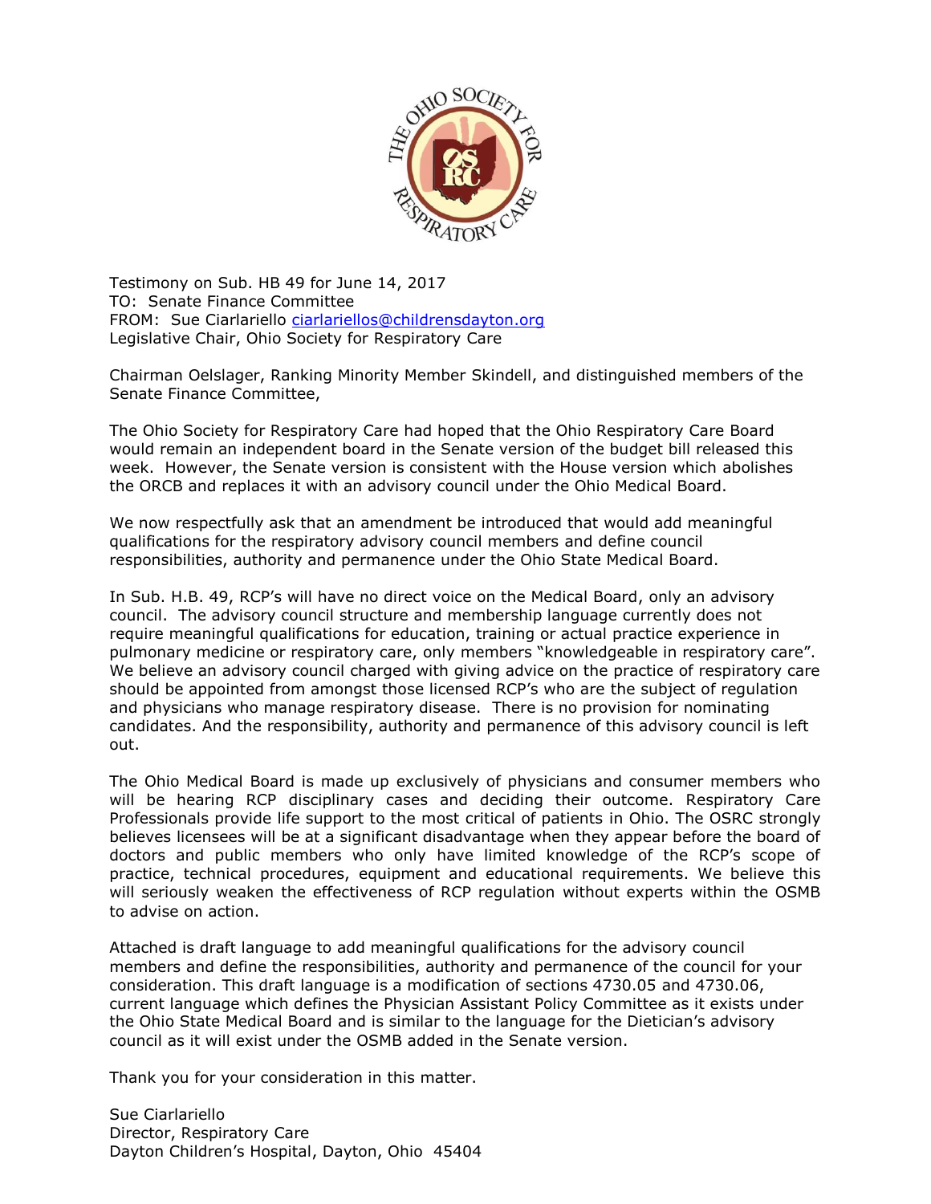Testimony on Sub. HB 49 for June 14, 2017
TO: Senate Finance Committee
FROM: Sue Ciarlariello ciarlariellos@childrensdayton.org
Legislative Chair, Ohio Society for Respiratory Care

Chairman Oelslager, Ranking Minority Member Skindell, and distinguished members of the Senate Finance Committee,

The Ohio Society for Respiratory Care had hoped that the Ohio Respiratory Care Board would remain an independent board in the Senate version of the budget bill released this week. However, the Senate version is consistent with the House version which abolishes the ORCB and replaces it with an advisory council under the Ohio Medical Board.

We now respectfully ask that an amendment be introduced that would add meaningful qualifications for the respiratory advisory council members and define council responsibilities, authority and permanence under the Ohio State Medical Board.

In Sub. H.B. 49, RCP's will have no direct voice on the Medical Board, only an advisory council. The advisory council structure and membership language currently does not require meaningful qualifications for education, training or actual practice experience in pulmonary medicine or respiratory care, only members "knowledgeable in respiratory care". We believe an advisory council charged with giving advice on the practice of respiratory care should be appointed from amongst those licensed RCP's who are the subject of regulation and physicians who manage respiratory disease. There is no provision for nominating candidates. And the responsibility, authority and permanence of this advisory council is left out.

The Ohio Medical Board is made up exclusively of physicians and consumer members who will be hearing RCP disciplinary cases and deciding their outcome. Respiratory Care Professionals provide life support to the most critical of patients in Ohio. The OSRC strongly believes licensees will be at a significant disadvantage when they appear before the board of doctors and public members who only have limited knowledge of the RCP's scope of practice, technical procedures, equipment and educational requirements. We believe this will seriously weaken the effectiveness of RCP regulation without experts within the OSMB to advise on action.

Attached is draft language to add meaningful qualifications for the advisory council members and define the responsibilities, authority and permanence of the council for your consideration. This draft language is a modification of sections 4730.05 and 4730.06, current language which defines the Physician Assistant Policy Committee as it exists under the Ohio State Medical Board and is similar to the language for the Dietician's advisory council as it will exist under the OSMB added in the Senate version.

Thank you for your consideration in this matter.

Sue Ciarlariello
Director, Respiratory Care
Dayton Children's Hospital, Dayton, Ohio 45404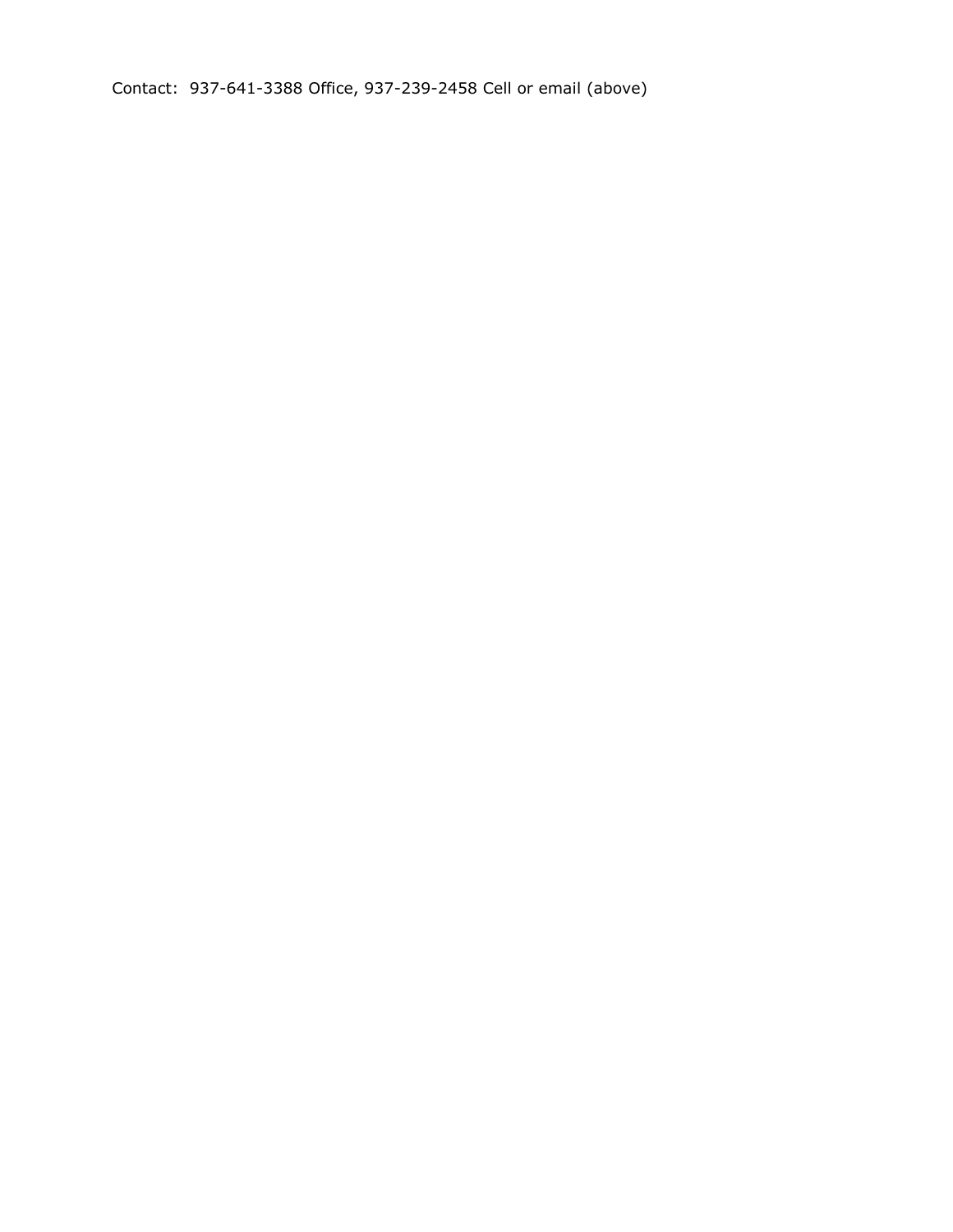Contact:  937-641-3388 Office, 937-239-2458 Cell or email (above)